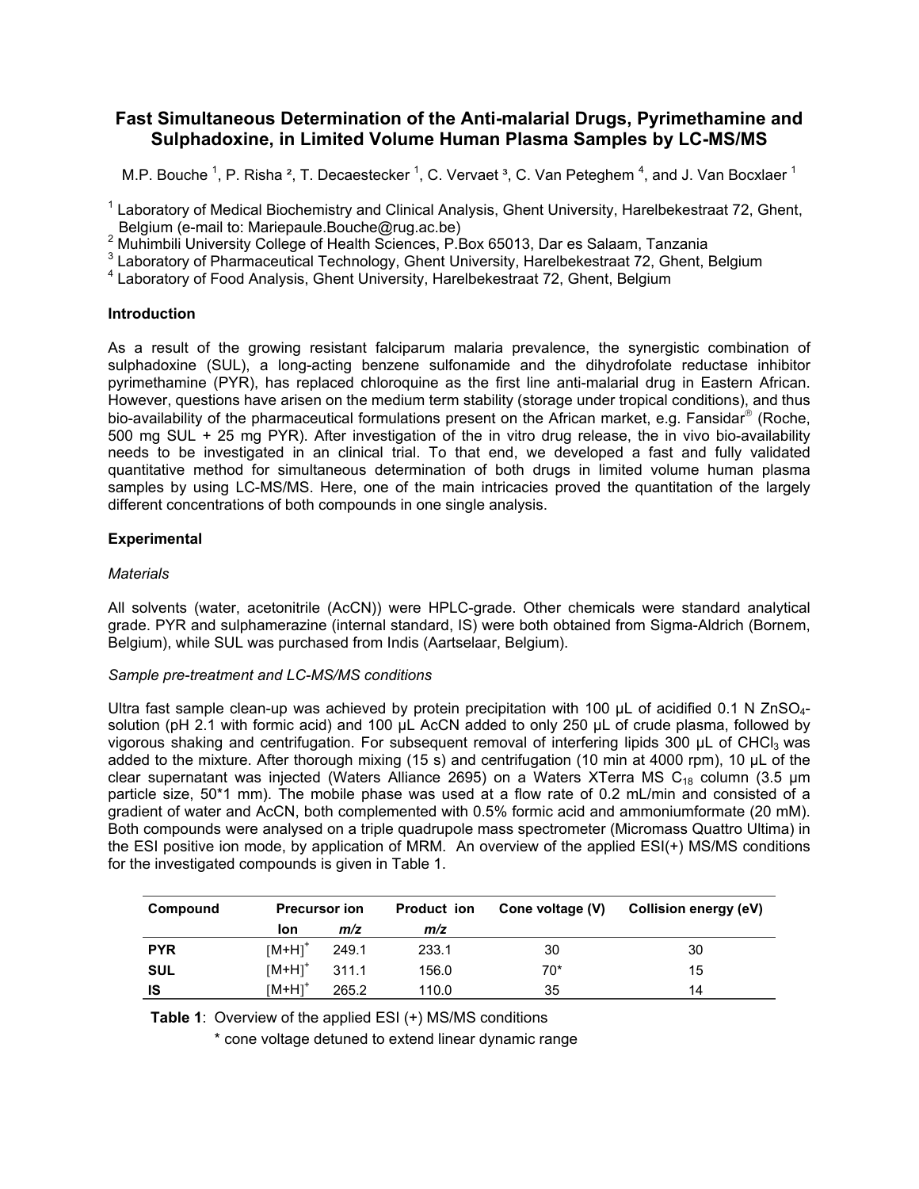# Fast Simultaneous Determination of the Anti-malarial Drugs, Pyrimethamine and Sulphadoxine, in Limited Volume Human Plasma Samples by LC-MS/MS

M.P. Bouche [1], P. Risha [2], T. Decaestecker [1], C. Vervaet [3], C. Van Peteghem [4], and J. Van Bocxlaer [1]

[1] Laboratory of Medical Biochemistry and Clinical Analysis, Ghent University, Harelbekestraat 72, Ghent, Belgium (e-mail to: Mariepaule.Bouche@rug.ac.be)
[2] Muhimbili University College of Health Sciences, P.Box 65013, Dar es Salaam, Tanzania
[3] Laboratory of Pharmaceutical Technology, Ghent University, Harelbekestraat 72, Ghent, Belgium
[4] Laboratory of Food Analysis, Ghent University, Harelbekestraat 72, Ghent, Belgium

## Introduction

As a result of the growing resistant falciparum malaria prevalence, the synergistic combination of sulphadoxine (SUL), a long-acting benzene sulfonamide and the dihydrofolate reductase inhibitor pyrimethamine (PYR), has replaced chloroquine as the first line anti-malarial drug in Eastern African. However, questions have arisen on the medium term stability (storage under tropical conditions), and thus bio-availability of the pharmaceutical formulations present on the African market, e.g. Fansidar® (Roche, 500 mg SUL + 25 mg PYR). After investigation of the in vitro drug release, the in vivo bio-availability needs to be investigated in an clinical trial. To that end, we developed a fast and fully validated quantitative method for simultaneous determination of both drugs in limited volume human plasma samples by using LC-MS/MS. Here, one of the main intricacies proved the quantitation of the largely different concentrations of both compounds in one single analysis.

## Experimental

### *Materials*

All solvents (water, acetonitrile (AcCN)) were HPLC-grade. Other chemicals were standard analytical grade. PYR and sulphamerazine (internal standard, IS) were both obtained from Sigma-Aldrich (Bornem, Belgium), while SUL was purchased from Indis (Aartselaar, Belgium).

### *Sample pre-treatment and LC-MS/MS conditions*

Ultra fast sample clean-up was achieved by protein precipitation with 100 µL of acidified 0.1 N $ZnSO_4$-solution (pH 2.1 with formic acid) and 100 µL AcCN added to only 250 µL of crude plasma, followed by vigorous shaking and centrifugation. For subsequent removal of interfering lipids 300 µL of $CHCl_3$ was added to the mixture. After thorough mixing (15 s) and centrifugation (10 min at 4000 rpm), 10 µL of the clear supernatant was injected (Waters Alliance 2695) on a Waters XTerra MS $C_{18}$ column (3.5 µm particle size, 50*1 mm). The mobile phase was used at a flow rate of 0.2 mL/min and consisted of a gradient of water and AcCN, both complemented with 0.5% formic acid and ammoniumformate (20 mM). Both compounds were analysed on a triple quadrupole mass spectrometer (Micromass Quattro Ultima) in the ESI positive ion mode, by application of MRM. An overview of the applied ESI(+) MS/MS conditions for the investigated compounds is given in Table 1.

| Compound | Precursor ion | | Product ion | Cone voltage (V) | Collision energy (eV) |
|---|---|---|---|---|---|
| | Ion | *m/z* | *m/z* | | |
| **PYR** | $[M+H]^+$ | 249.1 | 233.1 | 30 | 30 |
| **SUL** | $[M+H]^+$ | 311.1 | 156.0 | 70* | 15 |
| **IS** | $[M+H]^+$ | 265.2 | 110.0 | 35 | 14 |

**Table 1**: Overview of the applied ESI (+) MS/MS conditions
\* cone voltage detuned to extend linear dynamic range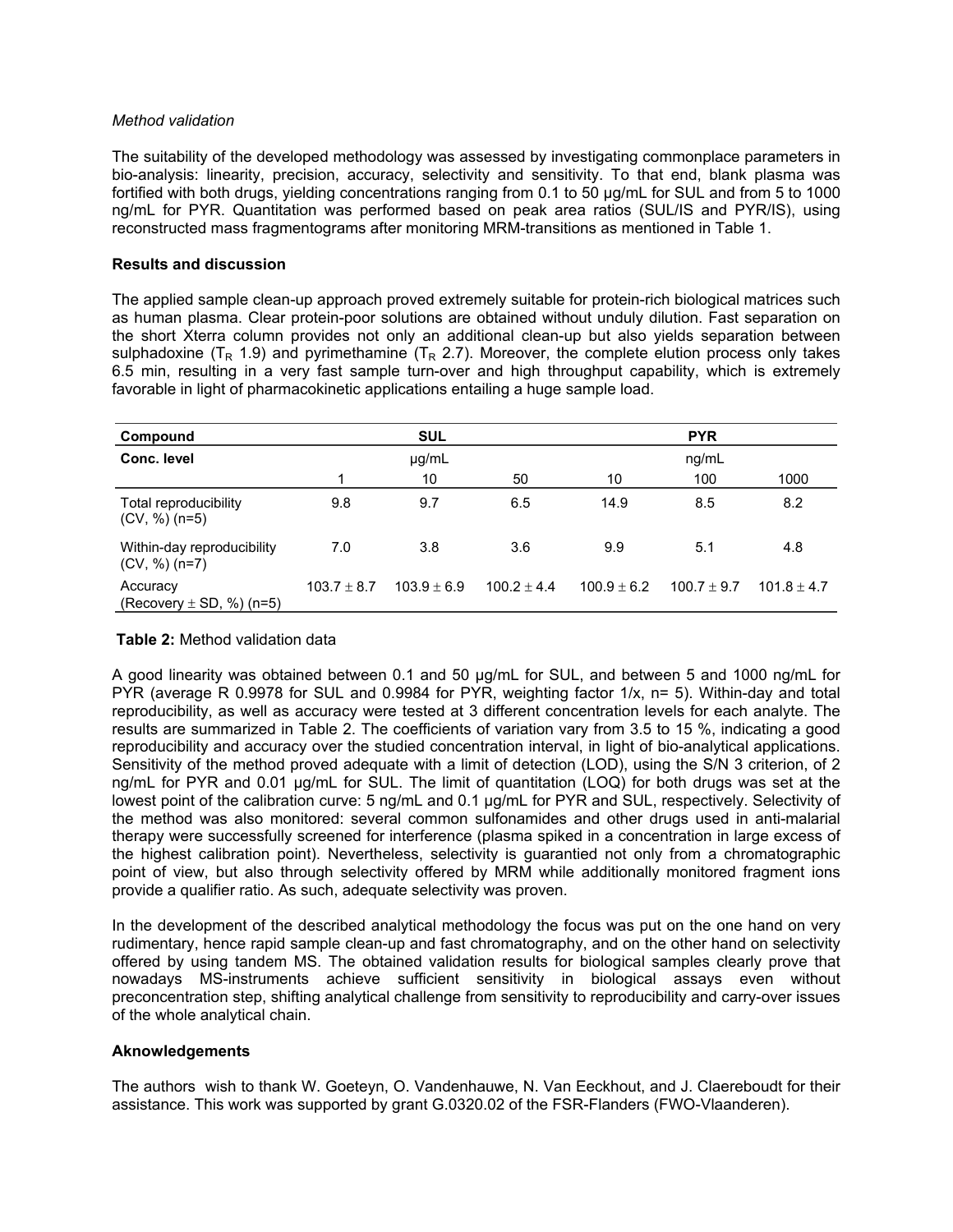*Method validation*

The suitability of the developed methodology was assessed by investigating commonplace parameters in bio-analysis: linearity, precision, accuracy, selectivity and sensitivity. To that end, blank plasma was fortified with both drugs, yielding concentrations ranging from 0.1 to 50 µg/mL for SUL and from 5 to 1000 ng/mL for PYR. Quantitation was performed based on peak area ratios (SUL/IS and PYR/IS), using reconstructed mass fragmentograms after monitoring MRM-transitions as mentioned in Table 1.

**Results and discussion**

The applied sample clean-up approach proved extremely suitable for protein-rich biological matrices such as human plasma. Clear protein-poor solutions are obtained without unduly dilution. Fast separation on the short Xterra column provides not only an additional clean-up but also yields separation between sulphadoxine ($T_R$ 1.9) and pyrimethamine ($T_R$ 2.7). Moreover, the complete elution process only takes 6.5 min, resulting in a very fast sample turn-over and high throughput capability, which is extremely favorable in light of pharmacokinetic applications entailing a huge sample load.

| **Compound** | **SUL** | | | **PYR** | | |
|---|---|---|---|---|---|---|
| **Conc. level** | µg/mL | | | ng/mL | | |
| | 1 | 10 | 50 | 10 | 100 | 1000 |
| Total reproducibility (CV, %) (n=5) | 9.8 | 9.7 | 6.5 | 14.9 | 8.5 | 8.2 |
| Within-day reproducibility (CV, %) (n=7) | 7.0 | 3.8 | 3.6 | 9.9 | 5.1 | 4.8 |
| Accuracy (Recovery ± SD, %) (n=5) | 103.7 ± 8.7 | 103.9 ± 6.9 | 100.2 ± 4.4 | 100.9 ± 6.2 | 100.7 ± 9.7 | 101.8 ± 4.7 |

**Table 2:** Method validation data

A good linearity was obtained between 0.1 and 50 µg/mL for SUL, and between 5 and 1000 ng/mL for PYR (average R 0.9978 for SUL and 0.9984 for PYR, weighting factor 1/x, n= 5). Within-day and total reproducibility, as well as accuracy were tested at 3 different concentration levels for each analyte. The results are summarized in Table 2. The coefficients of variation vary from 3.5 to 15 %, indicating a good reproducibility and accuracy over the studied concentration interval, in light of bio-analytical applications. Sensitivity of the method proved adequate with a limit of detection (LOD), using the S/N 3 criterion, of 2 ng/mL for PYR and 0.01 µg/mL for SUL. The limit of quantitation (LOQ) for both drugs was set at the lowest point of the calibration curve: 5 ng/mL and 0.1 µg/mL for PYR and SUL, respectively. Selectivity of the method was also monitored: several common sulfonamides and other drugs used in anti-malarial therapy were successfully screened for interference (plasma spiked in a concentration in large excess of the highest calibration point). Nevertheless, selectivity is guarantied not only from a chromatographic point of view, but also through selectivity offered by MRM while additionally monitored fragment ions provide a qualifier ratio. As such, adequate selectivity was proven.

In the development of the described analytical methodology the focus was put on the one hand on very rudimentary, hence rapid sample clean-up and fast chromatography, and on the other hand on selectivity offered by using tandem MS. The obtained validation results for biological samples clearly prove that nowadays MS-instruments achieve sufficient sensitivity in biological assays even without preconcentration step, shifting analytical challenge from sensitivity to reproducibility and carry-over issues of the whole analytical chain.

**Aknowledgements**

The authors wish to thank W. Goeteyn, O. Vandenhauwe, N. Van Eeckhout, and J. Claereboudt for their assistance. This work was supported by grant G.0320.02 of the FSR-Flanders (FWO-Vlaanderen).